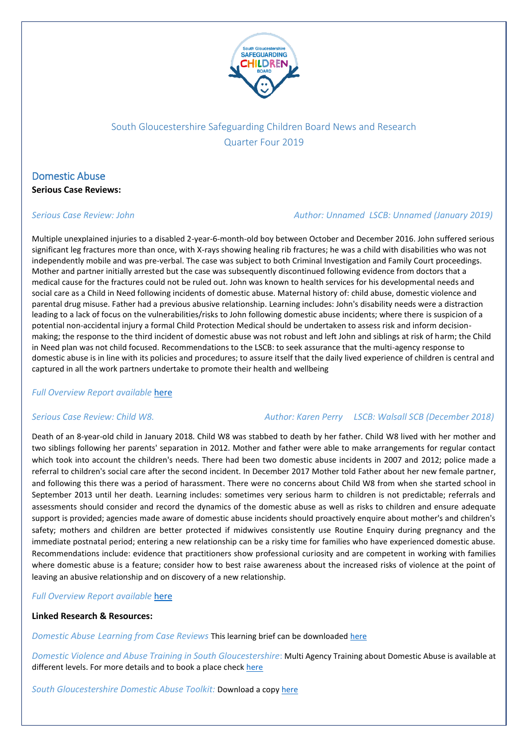South Gloucestershire Safeguarding Children Board News and Research
Quarter Four 2019

## Domestic Abuse

**Serious Case Reviews:**

*Serious Case Review: John* *Author: Unnamed LSCB: Unnamed (January 2019)*

Multiple unexplained injuries to a disabled 2-year-6-month-old boy between October and December 2016. John suffered serious significant leg fractures more than once, with X-rays showing healing rib fractures; he was a child with disabilities who was not independently mobile and was pre-verbal. The case was subject to both Criminal Investigation and Family Court proceedings. Mother and partner initially arrested but the case was subsequently discontinued following evidence from doctors that a medical cause for the fractures could not be ruled out. John was known to health services for his developmental needs and social care as a Child in Need following incidents of domestic abuse. Maternal history of: child abuse, domestic violence and parental drug misuse. Father had a previous abusive relationship. Learning includes: John's disability needs were a distraction leading to a lack of focus on the vulnerabilities/risks to John following domestic abuse incidents; where there is suspicion of a potential non-accidental injury a formal Child Protection Medical should be undertaken to assess risk and inform decision-making; the response to the third incident of domestic abuse was not robust and left John and siblings at risk of harm; the Child in Need plan was not child focused. Recommendations to the LSCB: to seek assurance that the multi-agency response to domestic abuse is in line with its policies and procedures; to assure itself that the daily lived experience of children is central and captured in all the work partners undertake to promote their health and wellbeing

*Full Overview Report available* here

*Serious Case Review: Child W8.* *Author: Karen Perry LSCB: Walsall SCB (December 2018)*

Death of an 8-year-old child in January 2018. Child W8 was stabbed to death by her father. Child W8 lived with her mother and two siblings following her parents' separation in 2012. Mother and father were able to make arrangements for regular contact which took into account the children's needs. There had been two domestic abuse incidents in 2007 and 2012; police made a referral to children's social care after the second incident. In December 2017 Mother told Father about her new female partner, and following this there was a period of harassment. There were no concerns about Child W8 from when she started school in September 2013 until her death. Learning includes: sometimes very serious harm to children is not predictable; referrals and assessments should consider and record the dynamics of the domestic abuse as well as risks to children and ensure adequate support is provided; agencies made aware of domestic abuse incidents should proactively enquire about mother's and children's safety; mothers and children are better protected if midwives consistently use Routine Enquiry during pregnancy and the immediate postnatal period; entering a new relationship can be a risky time for families who have experienced domestic abuse. Recommendations include: evidence that practitioners show professional curiosity and are competent in working with families where domestic abuse is a feature; consider how to best raise awareness about the increased risks of violence at the point of leaving an abusive relationship and on discovery of a new relationship.

*Full Overview Report available* here

**Linked Research & Resources:**

*Domestic Abuse Learning from Case Reviews* This learning brief can be downloaded here

*Domestic Violence and Abuse Training in South Gloucestershire*: Multi Agency Training about Domestic Abuse is available at different levels. For more details and to book a place check here

*South Gloucestershire Domestic Abuse Toolkit:* Download a copy here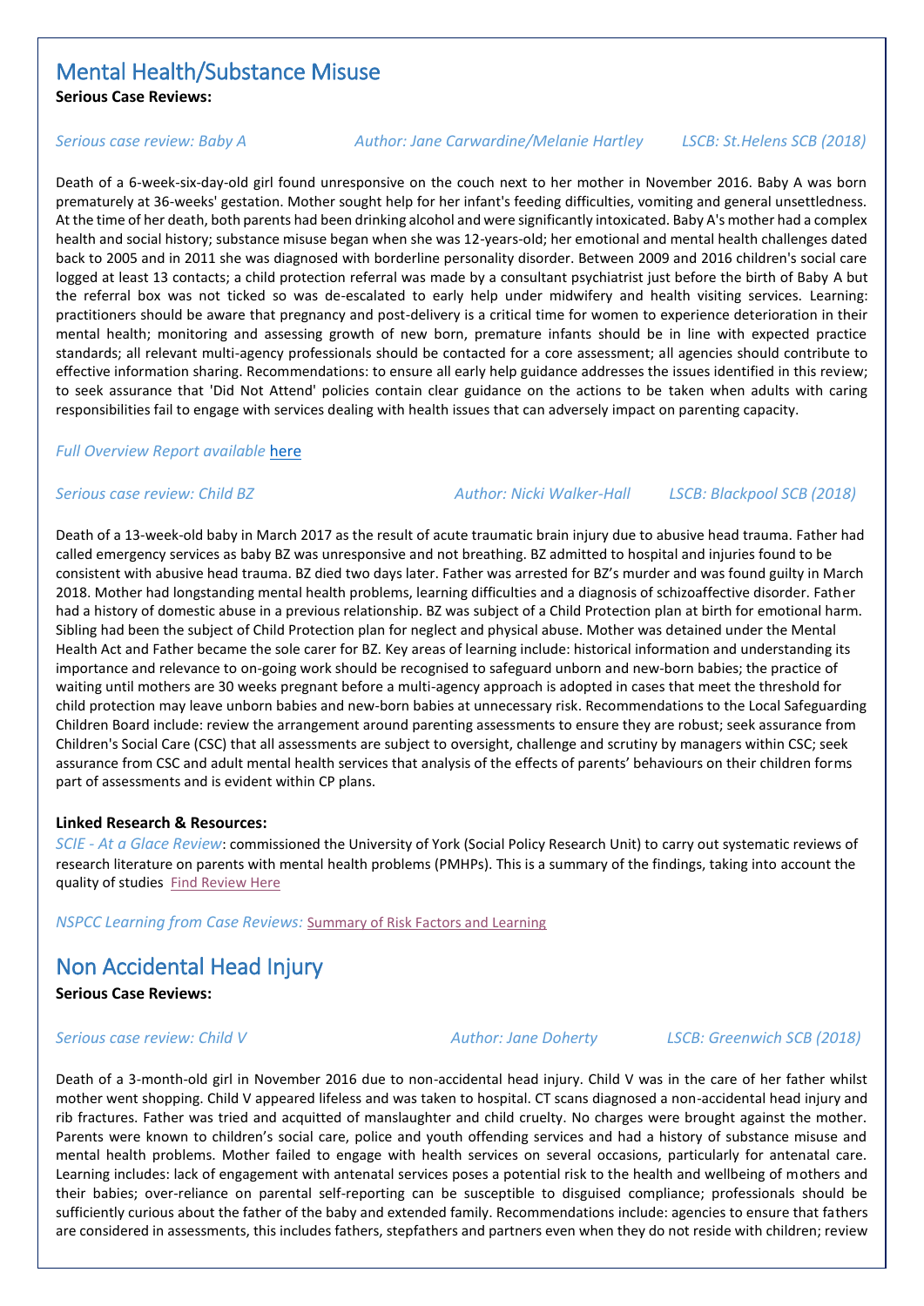## Mental Health/Substance Misuse

**Serious Case Reviews:**

*Serious case review: Baby A* *Author: Jane Carwardine/Melanie Hartley* *LSCB: St.Helens SCB (2018)*

Death of a 6-week-six-day-old girl found unresponsive on the couch next to her mother in November 2016. Baby A was born prematurely at 36-weeks' gestation. Mother sought help for her infant's feeding difficulties, vomiting and general unsettledness. At the time of her death, both parents had been drinking alcohol and were significantly intoxicated. Baby A's mother had a complex health and social history; substance misuse began when she was 12-years-old; her emotional and mental health challenges dated back to 2005 and in 2011 she was diagnosed with borderline personality disorder. Between 2009 and 2016 children's social care logged at least 13 contacts; a child protection referral was made by a consultant psychiatrist just before the birth of Baby A but the referral box was not ticked so was de-escalated to early help under midwifery and health visiting services. Learning: practitioners should be aware that pregnancy and post-delivery is a critical time for women to experience deterioration in their mental health; monitoring and assessing growth of new born, premature infants should be in line with expected practice standards; all relevant multi-agency professionals should be contacted for a core assessment; all agencies should contribute to effective information sharing. Recommendations: to ensure all early help guidance addresses the issues identified in this review; to seek assurance that 'Did Not Attend' policies contain clear guidance on the actions to be taken when adults with caring responsibilities fail to engage with services dealing with health issues that can adversely impact on parenting capacity.

*Full Overview Report available* here

*Serious case review: Child BZ* *Author: Nicki Walker-Hall* *LSCB: Blackpool SCB (2018)*

Death of a 13-week-old baby in March 2017 as the result of acute traumatic brain injury due to abusive head trauma. Father had called emergency services as baby BZ was unresponsive and not breathing. BZ admitted to hospital and injuries found to be consistent with abusive head trauma. BZ died two days later. Father was arrested for BZ's murder and was found guilty in March 2018. Mother had longstanding mental health problems, learning difficulties and a diagnosis of schizoaffective disorder. Father had a history of domestic abuse in a previous relationship. BZ was subject of a Child Protection plan at birth for emotional harm. Sibling had been the subject of Child Protection plan for neglect and physical abuse. Mother was detained under the Mental Health Act and Father became the sole carer for BZ. Key areas of learning include: historical information and understanding its importance and relevance to on-going work should be recognised to safeguard unborn and new-born babies; the practice of waiting until mothers are 30 weeks pregnant before a multi-agency approach is adopted in cases that meet the threshold for child protection may leave unborn babies and new-born babies at unnecessary risk. Recommendations to the Local Safeguarding Children Board include: review the arrangement around parenting assessments to ensure they are robust; seek assurance from Children's Social Care (CSC) that all assessments are subject to oversight, challenge and scrutiny by managers within CSC; seek assurance from CSC and adult mental health services that analysis of the effects of parents' behaviours on their children forms part of assessments and is evident within CP plans.

**Linked Research & Resources:**

*SCIE - At a Glace Review*: commissioned the University of York (Social Policy Research Unit) to carry out systematic reviews of research literature on parents with mental health problems (PMHPs). This is a summary of the findings, taking into account the quality of studies Find Review Here

*NSPCC Learning from Case Reviews:* Summary of Risk Factors and Learning

## Non Accidental Head Injury

**Serious Case Reviews:**

*Serious case review: Child V* *Author: Jane Doherty* *LSCB: Greenwich SCB (2018)*

Death of a 3-month-old girl in November 2016 due to non-accidental head injury. Child V was in the care of her father whilst mother went shopping. Child V appeared lifeless and was taken to hospital. CT scans diagnosed a non-accidental head injury and rib fractures. Father was tried and acquitted of manslaughter and child cruelty. No charges were brought against the mother. Parents were known to children's social care, police and youth offending services and had a history of substance misuse and mental health problems. Mother failed to engage with health services on several occasions, particularly for antenatal care. Learning includes: lack of engagement with antenatal services poses a potential risk to the health and wellbeing of mothers and their babies; over-reliance on parental self-reporting can be susceptible to disguised compliance; professionals should be sufficiently curious about the father of the baby and extended family. Recommendations include: agencies to ensure that fathers are considered in assessments, this includes fathers, stepfathers and partners even when they do not reside with children; review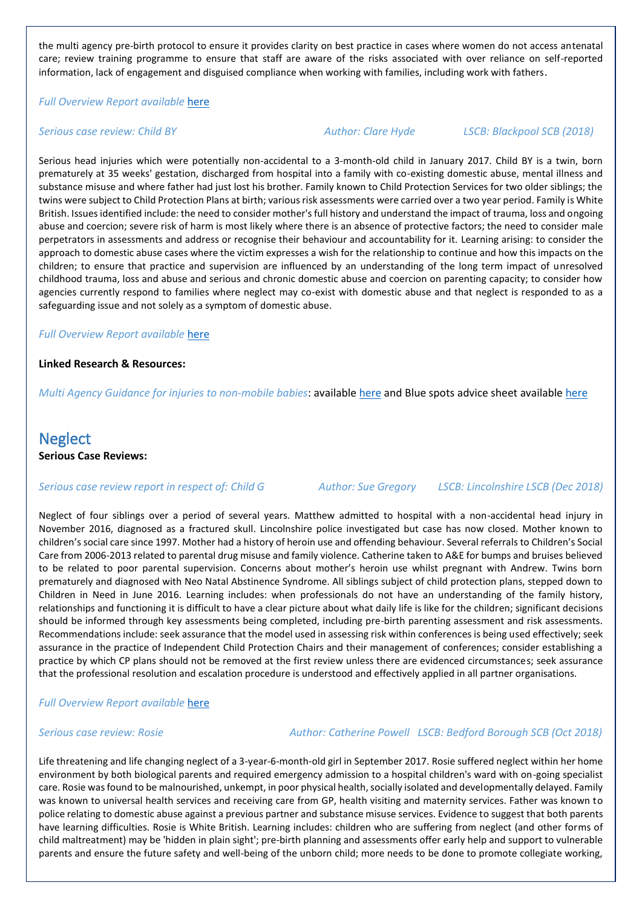the multi agency pre-birth protocol to ensure it provides clarity on best practice in cases where women do not access antenatal care; review training programme to ensure that staff are aware of the risks associated with over reliance on self-reported information, lack of engagement and disguised compliance when working with families, including work with fathers.

*Full Overview Report available* here

*Serious case review: Child BY* *Author: Clare Hyde* *LSCB: Blackpool SCB (2018)*

Serious head injuries which were potentially non-accidental to a 3-month-old child in January 2017. Child BY is a twin, born prematurely at 35 weeks' gestation, discharged from hospital into a family with co-existing domestic abuse, mental illness and substance misuse and where father had just lost his brother. Family known to Child Protection Services for two older siblings; the twins were subject to Child Protection Plans at birth; various risk assessments were carried over a two year period. Family is White British. Issues identified include: the need to consider mother's full history and understand the impact of trauma, loss and ongoing abuse and coercion; severe risk of harm is most likely where there is an absence of protective factors; the need to consider male perpetrators in assessments and address or recognise their behaviour and accountability for it. Learning arising: to consider the approach to domestic abuse cases where the victim expresses a wish for the relationship to continue and how this impacts on the children; to ensure that practice and supervision are influenced by an understanding of the long term impact of unresolved childhood trauma, loss and abuse and serious and chronic domestic abuse and coercion on parenting capacity; to consider how agencies currently respond to families where neglect may co-exist with domestic abuse and that neglect is responded to as a safeguarding issue and not solely as a symptom of domestic abuse.

*Full Overview Report available* here

**Linked Research & Resources:**

*Multi Agency Guidance for injuries to non-mobile babies*: available here and Blue spots advice sheet available here

## Neglect

**Serious Case Reviews:**

*Serious case review report in respect of: Child G* *Author: Sue Gregory* *LSCB: Lincolnshire LSCB (Dec 2018)*

Neglect of four siblings over a period of several years. Matthew admitted to hospital with a non-accidental head injury in November 2016, diagnosed as a fractured skull. Lincolnshire police investigated but case has now closed. Mother known to children's social care since 1997. Mother had a history of heroin use and offending behaviour. Several referrals to Children's Social Care from 2006-2013 related to parental drug misuse and family violence. Catherine taken to A&E for bumps and bruises believed to be related to poor parental supervision. Concerns about mother's heroin use whilst pregnant with Andrew. Twins born prematurely and diagnosed with Neo Natal Abstinence Syndrome. All siblings subject of child protection plans, stepped down to Children in Need in June 2016. Learning includes: when professionals do not have an understanding of the family history, relationships and functioning it is difficult to have a clear picture about what daily life is like for the children; significant decisions should be informed through key assessments being completed, including pre-birth parenting assessment and risk assessments. Recommendations include: seek assurance that the model used in assessing risk within conferences is being used effectively; seek assurance in the practice of Independent Child Protection Chairs and their management of conferences; consider establishing a practice by which CP plans should not be removed at the first review unless there are evidenced circumstances; seek assurance that the professional resolution and escalation procedure is understood and effectively applied in all partner organisations.

*Full Overview Report available* here

*Serious case review: Rosie* *Author: Catherine Powell* *LSCB: Bedford Borough SCB (Oct 2018)*

Life threatening and life changing neglect of a 3-year-6-month-old girl in September 2017. Rosie suffered neglect within her home environment by both biological parents and required emergency admission to a hospital children's ward with on-going specialist care. Rosie was found to be malnourished, unkempt, in poor physical health, socially isolated and developmentally delayed. Family was known to universal health services and receiving care from GP, health visiting and maternity services. Father was known to police relating to domestic abuse against a previous partner and substance misuse services. Evidence to suggest that both parents have learning difficulties. Rosie is White British. Learning includes: children who are suffering from neglect (and other forms of child maltreatment) may be 'hidden in plain sight'; pre-birth planning and assessments offer early help and support to vulnerable parents and ensure the future safety and well-being of the unborn child; more needs to be done to promote collegiate working,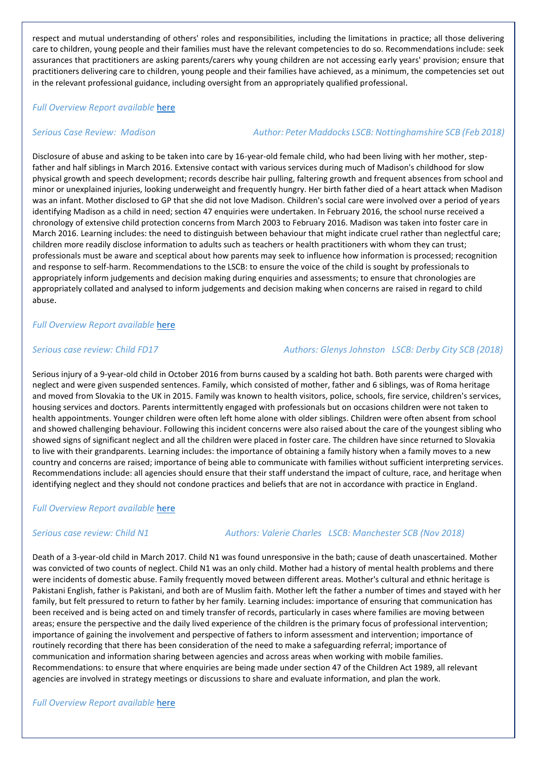respect and mutual understanding of others' roles and responsibilities, including the limitations in practice; all those delivering care to children, young people and their families must have the relevant competencies to do so. Recommendations include: seek assurances that practitioners are asking parents/carers why young children are not accessing early years' provision; ensure that practitioners delivering care to children, young people and their families have achieved, as a minimum, the competencies set out in the relevant professional guidance, including oversight from an appropriately qualified professional.

*Full Overview Report available* [here]()

*Serious Case Review: Madison* *Author: Peter Maddocks LSCB: Nottinghamshire SCB (Feb 2018)*

Disclosure of abuse and asking to be taken into care by 16-year-old female child, who had been living with her mother, step-father and half siblings in March 2016. Extensive contact with various services during much of Madison's childhood for slow physical growth and speech development; records describe hair pulling, faltering growth and frequent absences from school and minor or unexplained injuries, looking underweight and frequently hungry. Her birth father died of a heart attack when Madison was an infant. Mother disclosed to GP that she did not love Madison. Children's social care were involved over a period of years identifying Madison as a child in need; section 47 enquiries were undertaken. In February 2016, the school nurse received a chronology of extensive child protection concerns from March 2003 to February 2016. Madison was taken into foster care in March 2016. Learning includes: the need to distinguish between behaviour that might indicate cruel rather than neglectful care; children more readily disclose information to adults such as teachers or health practitioners with whom they can trust; professionals must be aware and sceptical about how parents may seek to influence how information is processed; recognition and response to self-harm. Recommendations to the LSCB: to ensure the voice of the child is sought by professionals to appropriately inform judgements and decision making during enquiries and assessments; to ensure that chronologies are appropriately collated and analysed to inform judgements and decision making when concerns are raised in regard to child abuse.

*Full Overview Report available* [here]()

*Serious case review: Child FD17* *Authors: Glenys Johnston LSCB: Derby City SCB (2018)*

Serious injury of a 9-year-old child in October 2016 from burns caused by a scalding hot bath. Both parents were charged with neglect and were given suspended sentences. Family, which consisted of mother, father and 6 siblings, was of Roma heritage and moved from Slovakia to the UK in 2015. Family was known to health visitors, police, schools, fire service, children's services, housing services and doctors. Parents intermittently engaged with professionals but on occasions children were not taken to health appointments. Younger children were often left home alone with older siblings. Children were often absent from school and showed challenging behaviour. Following this incident concerns were also raised about the care of the youngest sibling who showed signs of significant neglect and all the children were placed in foster care. The children have since returned to Slovakia to live with their grandparents. Learning includes: the importance of obtaining a family history when a family moves to a new country and concerns are raised; importance of being able to communicate with families without sufficient interpreting services. Recommendations include: all agencies should ensure that their staff understand the impact of culture, race, and heritage when identifying neglect and they should not condone practices and beliefs that are not in accordance with practice in England.

*Full Overview Report available* [here]()

*Serious case review: Child N1* *Authors: Valerie Charles LSCB: Manchester SCB (Nov 2018)*

Death of a 3-year-old child in March 2017. Child N1 was found unresponsive in the bath; cause of death unascertained. Mother was convicted of two counts of neglect. Child N1 was an only child. Mother had a history of mental health problems and there were incidents of domestic abuse. Family frequently moved between different areas. Mother's cultural and ethnic heritage is Pakistani English, father is Pakistani, and both are of Muslim faith. Mother left the father a number of times and stayed with her family, but felt pressured to return to father by her family. Learning includes: importance of ensuring that communication has been received and is being acted on and timely transfer of records, particularly in cases where families are moving between areas; ensure the perspective and the daily lived experience of the children is the primary focus of professional intervention; importance of gaining the involvement and perspective of fathers to inform assessment and intervention; importance of routinely recording that there has been consideration of the need to make a safeguarding referral; importance of communication and information sharing between agencies and across areas when working with mobile families. Recommendations: to ensure that where enquiries are being made under section 47 of the Children Act 1989, all relevant agencies are involved in strategy meetings or discussions to share and evaluate information, and plan the work.

*Full Overview Report available* [here]()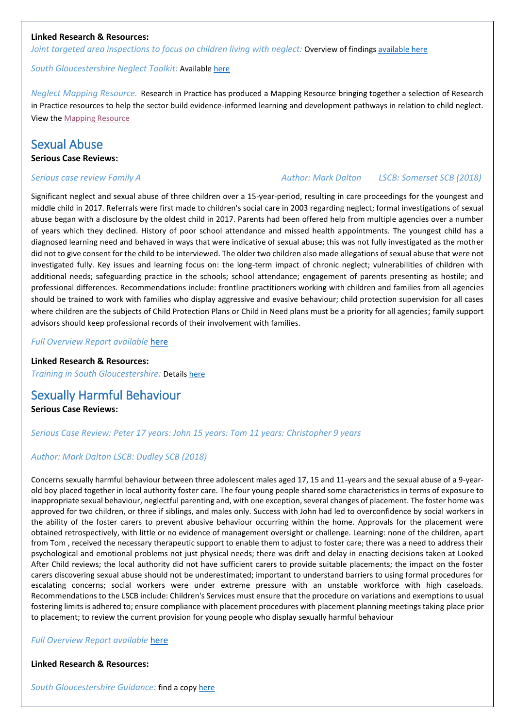**Linked Research & Resources:**

*Joint targeted area inspections to focus on children living with neglect:* Overview of findings [available here]

*South Gloucestershire Neglect Toolkit:* Available [here]

*Neglect Mapping Resource.* Research in Practice has produced a Mapping Resource bringing together a selection of Research in Practice resources to help the sector build evidence-informed learning and development pathways in relation to child neglect. View the [Mapping Resource]

## Sexual Abuse

**Serious Case Reviews:**

*Serious case review Family A* *Author: Mark Dalton* *LSCB: Somerset SCB (2018)*

Significant neglect and sexual abuse of three children over a 15-year-period, resulting in care proceedings for the youngest and middle child in 2017. Referrals were first made to children's social care in 2003 regarding neglect; formal investigations of sexual abuse began with a disclosure by the oldest child in 2017. Parents had been offered help from multiple agencies over a number of years which they declined. History of poor school attendance and missed health appointments. The youngest child has a diagnosed learning need and behaved in ways that were indicative of sexual abuse; this was not fully investigated as the mother did not to give consent for the child to be interviewed. The older two children also made allegations of sexual abuse that were not investigated fully. Key issues and learning focus on: the long-term impact of chronic neglect; vulnerabilities of children with additional needs; safeguarding practice in the schools; school attendance; engagement of parents presenting as hostile; and professional differences. Recommendations include: frontline practitioners working with children and families from all agencies should be trained to work with families who display aggressive and evasive behaviour; child protection supervision for all cases where children are the subjects of Child Protection Plans or Child in Need plans must be a priority for all agencies; family support advisors should keep professional records of their involvement with families.

*Full Overview Report available* [here]

**Linked Research & Resources:**

*Training in South Gloucestershire:* Details [here]

## Sexually Harmful Behaviour

**Serious Case Reviews:**

*Serious Case Review: Peter 17 years: John 15 years: Tom 11 years: Christopher 9 years*

*Author: Mark Dalton LSCB: Dudley SCB (2018)*

Concerns sexually harmful behaviour between three adolescent males aged 17, 15 and 11-years and the sexual abuse of a 9-year-old boy placed together in local authority foster care. The four young people shared some characteristics in terms of exposure to inappropriate sexual behaviour, neglectful parenting and, with one exception, several changes of placement. The foster home was approved for two children, or three if siblings, and males only. Success with John had led to overconfidence by social workers in the ability of the foster carers to prevent abusive behaviour occurring within the home. Approvals for the placement were obtained retrospectively, with little or no evidence of management oversight or challenge. Learning: none of the children, apart from Tom , received the necessary therapeutic support to enable them to adjust to foster care; there was a need to address their psychological and emotional problems not just physical needs; there was drift and delay in enacting decisions taken at Looked After Child reviews; the local authority did not have sufficient carers to provide suitable placements; the impact on the foster carers discovering sexual abuse should not be underestimated; important to understand barriers to using formal procedures for escalating concerns; social workers were under extreme pressure with an unstable workforce with high caseloads. Recommendations to the LSCB include: Children's Services must ensure that the procedure on variations and exemptions to usual fostering limits is adhered to; ensure compliance with placement procedures with placement planning meetings taking place prior to placement; to review the current provision for young people who display sexually harmful behaviour

*Full Overview Report available* [here]

**Linked Research & Resources:**

*South Gloucestershire Guidance:* find a copy [here]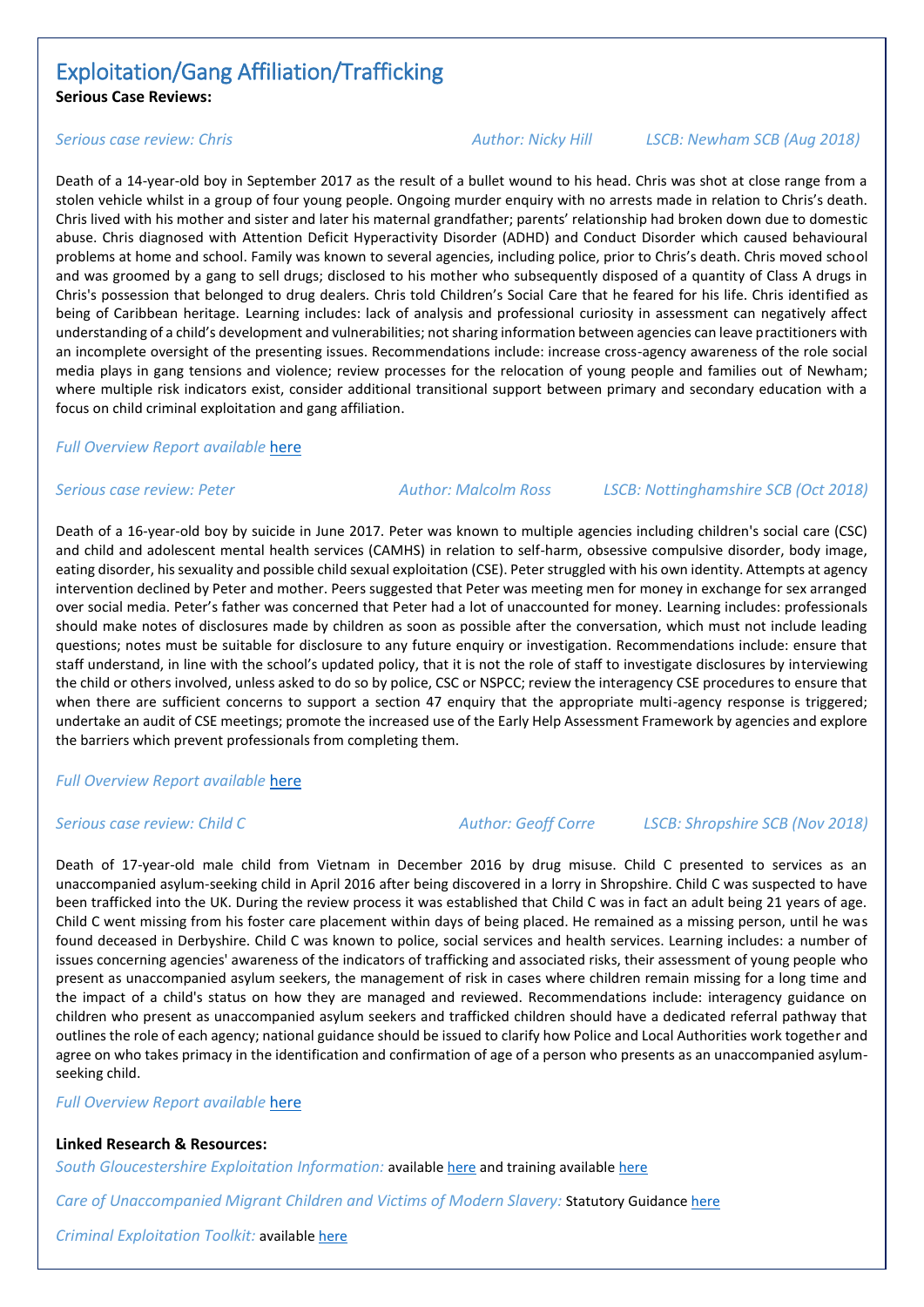# Exploitation/Gang Affiliation/Trafficking

**Serious Case Reviews:**

*Serious case review: Chris* *Author: Nicky Hill* *LSCB: Newham SCB (Aug 2018)*

Death of a 14-year-old boy in September 2017 as the result of a bullet wound to his head. Chris was shot at close range from a stolen vehicle whilst in a group of four young people. Ongoing murder enquiry with no arrests made in relation to Chris's death. Chris lived with his mother and sister and later his maternal grandfather; parents' relationship had broken down due to domestic abuse. Chris diagnosed with Attention Deficit Hyperactivity Disorder (ADHD) and Conduct Disorder which caused behavioural problems at home and school. Family was known to several agencies, including police, prior to Chris's death. Chris moved school and was groomed by a gang to sell drugs; disclosed to his mother who subsequently disposed of a quantity of Class A drugs in Chris's possession that belonged to drug dealers. Chris told Children's Social Care that he feared for his life. Chris identified as being of Caribbean heritage. Learning includes: lack of analysis and professional curiosity in assessment can negatively affect understanding of a child's development and vulnerabilities; not sharing information between agencies can leave practitioners with an incomplete oversight of the presenting issues. Recommendations include: increase cross-agency awareness of the role social media plays in gang tensions and violence; review processes for the relocation of young people and families out of Newham; where multiple risk indicators exist, consider additional transitional support between primary and secondary education with a focus on child criminal exploitation and gang affiliation.

*Full Overview Report available* here

*Serious case review: Peter* *Author: Malcolm Ross* *LSCB: Nottinghamshire SCB (Oct 2018)*

Death of a 16-year-old boy by suicide in June 2017. Peter was known to multiple agencies including children's social care (CSC) and child and adolescent mental health services (CAMHS) in relation to self-harm, obsessive compulsive disorder, body image, eating disorder, his sexuality and possible child sexual exploitation (CSE). Peter struggled with his own identity. Attempts at agency intervention declined by Peter and mother. Peers suggested that Peter was meeting men for money in exchange for sex arranged over social media. Peter's father was concerned that Peter had a lot of unaccounted for money. Learning includes: professionals should make notes of disclosures made by children as soon as possible after the conversation, which must not include leading questions; notes must be suitable for disclosure to any future enquiry or investigation. Recommendations include: ensure that staff understand, in line with the school's updated policy, that it is not the role of staff to investigate disclosures by interviewing the child or others involved, unless asked to do so by police, CSC or NSPCC; review the interagency CSE procedures to ensure that when there are sufficient concerns to support a section 47 enquiry that the appropriate multi-agency response is triggered; undertake an audit of CSE meetings; promote the increased use of the Early Help Assessment Framework by agencies and explore the barriers which prevent professionals from completing them.

*Full Overview Report available* here

*Serious case review: Child C* *Author: Geoff Corre* *LSCB: Shropshire SCB (Nov 2018)*

Death of 17-year-old male child from Vietnam in December 2016 by drug misuse. Child C presented to services as an unaccompanied asylum-seeking child in April 2016 after being discovered in a lorry in Shropshire. Child C was suspected to have been trafficked into the UK. During the review process it was established that Child C was in fact an adult being 21 years of age. Child C went missing from his foster care placement within days of being placed. He remained as a missing person, until he was found deceased in Derbyshire. Child C was known to police, social services and health services. Learning includes: a number of issues concerning agencies' awareness of the indicators of trafficking and associated risks, their assessment of young people who present as unaccompanied asylum seekers, the management of risk in cases where children remain missing for a long time and the impact of a child's status on how they are managed and reviewed. Recommendations include: interagency guidance on children who present as unaccompanied asylum seekers and trafficked children should have a dedicated referral pathway that outlines the role of each agency; national guidance should be issued to clarify how Police and Local Authorities work together and agree on who takes primacy in the identification and confirmation of age of a person who presents as an unaccompanied asylum-seeking child.

*Full Overview Report available* here

**Linked Research & Resources:**

*South Gloucestershire Exploitation Information:* available here and training available here

*Care of Unaccompanied Migrant Children and Victims of Modern Slavery:* Statutory Guidance here

*Criminal Exploitation Toolkit:* available here